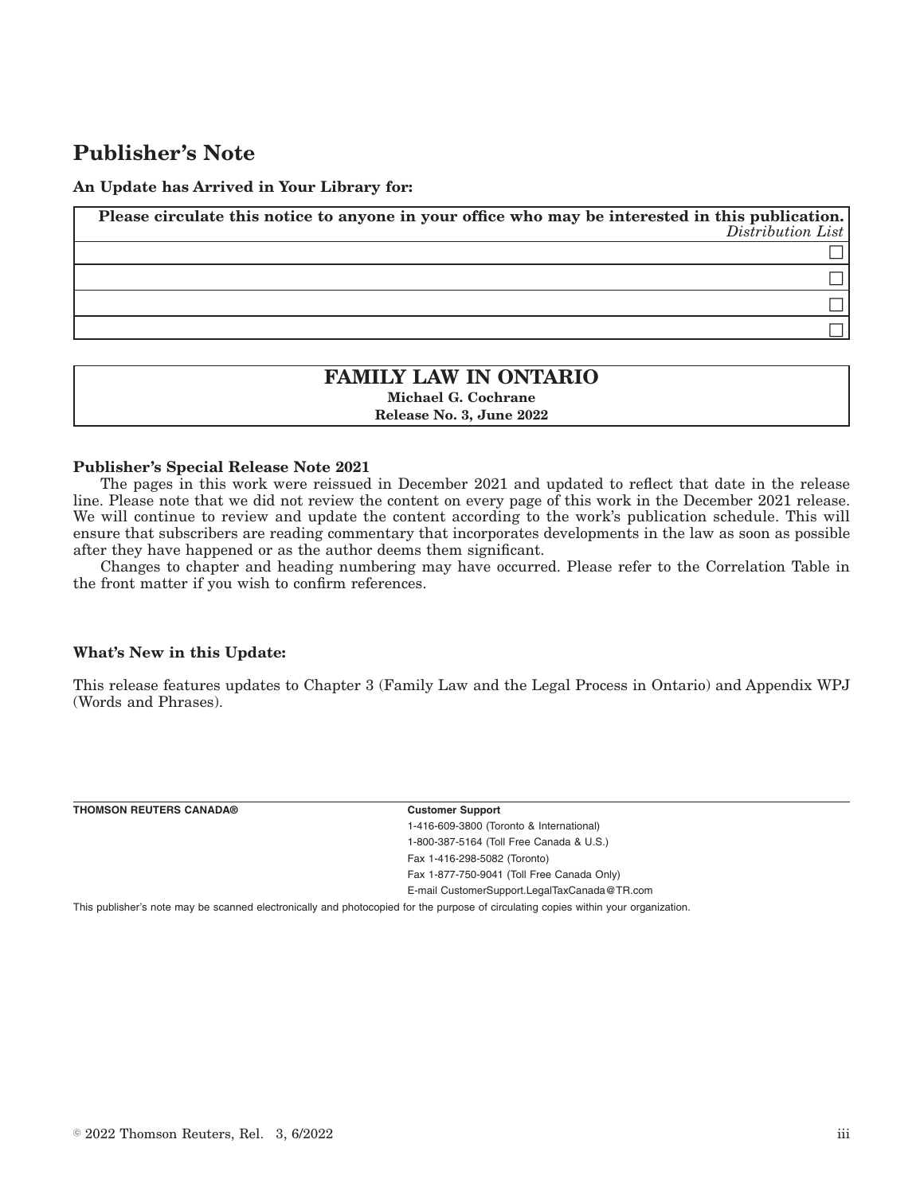## Publisher's Note

**An Update has Arrived in Your Library for:**

| **Please circulate this notice to anyone in your office who may be interested in this publication.** *Distribution List* |
|---|
| ☐ |
| ☐ |
| ☐ |
| ☐ |

**FAMILY LAW IN ONTARIO**

**Michael G. Cochrane**

**Release No. 3, June 2022**

**Publisher's Special Release Note 2021**

The pages in this work were reissued in December 2021 and updated to reflect that date in the release line. Please note that we did not review the content on every page of this work in the December 2021 release. We will continue to review and update the content according to the work's publication schedule. This will ensure that subscribers are reading commentary that incorporates developments in the law as soon as possible after they have happened or as the author deems them significant.

Changes to chapter and heading numbering may have occurred. Please refer to the Correlation Table in the front matter if you wish to confirm references.

**What's New in this Update:**

This release features updates to Chapter 3 (Family Law and the Legal Process in Ontario) and Appendix WPJ (Words and Phrases).

**THOMSON REUTERS CANADA®**

**Customer Support**

1-416-609-3800 (Toronto & International)

1-800-387-5164 (Toll Free Canada & U.S.)

Fax 1-416-298-5082 (Toronto)

Fax 1-877-750-9041 (Toll Free Canada Only)

E-mail CustomerSupport.LegalTaxCanada@TR.com

This publisher's note may be scanned electronically and photocopied for the purpose of circulating copies within your organization.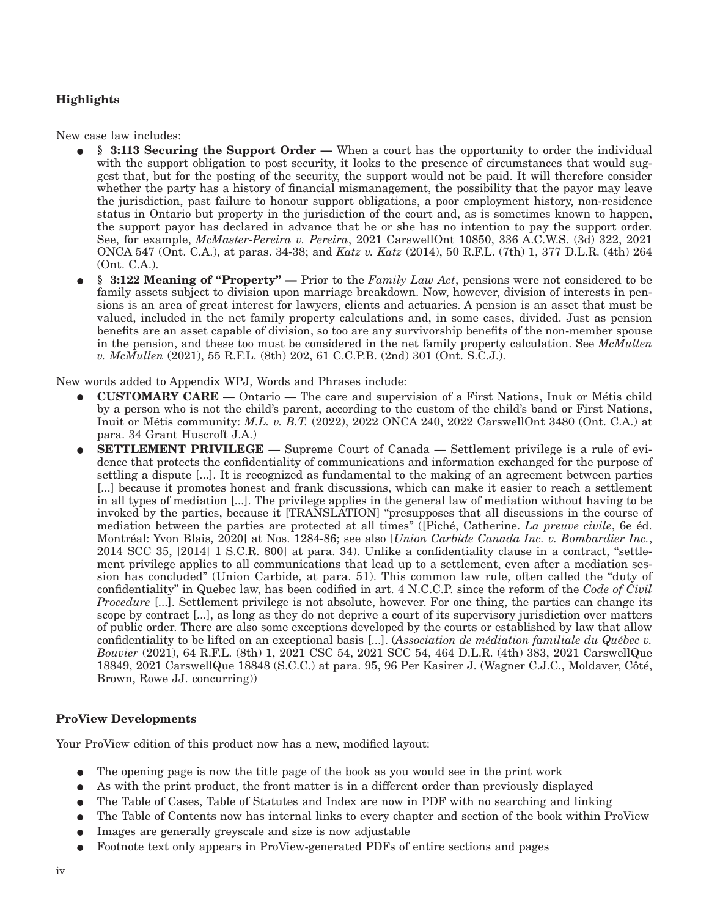**Highlights**

New case law includes:

- **§ 3:113 Securing the Support Order —** When a court has the opportunity to order the individual with the support obligation to post security, it looks to the presence of circumstances that would suggest that, but for the posting of the security, the support would not be paid. It will therefore consider whether the party has a history of financial mismanagement, the possibility that the payor may leave the jurisdiction, past failure to honour support obligations, a poor employment history, non-residence status in Ontario but property in the jurisdiction of the court and, as is sometimes known to happen, the support payor has declared in advance that he or she has no intention to pay the support order. See, for example, *McMaster-Pereira v. Pereira*, 2021 CarswellOnt 10850, 336 A.C.W.S. (3d) 322, 2021 ONCA 547 (Ont. C.A.), at paras. 34-38; and *Katz v. Katz* (2014), 50 R.F.L. (7th) 1, 377 D.L.R. (4th) 264 (Ont. C.A.).
- **§ 3:122 Meaning of "Property" —** Prior to the *Family Law Act*, pensions were not considered to be family assets subject to division upon marriage breakdown. Now, however, division of interests in pensions is an area of great interest for lawyers, clients and actuaries. A pension is an asset that must be valued, included in the net family property calculations and, in some cases, divided. Just as pension benefits are an asset capable of division, so too are any survivorship benefits of the non-member spouse in the pension, and these too must be considered in the net family property calculation. See *McMullen v. McMullen* (2021), 55 R.F.L. (8th) 202, 61 C.C.P.B. (2nd) 301 (Ont. S.C.J.).

New words added to Appendix WPJ, Words and Phrases include:

- **CUSTOMARY CARE** — Ontario — The care and supervision of a First Nations, Inuk or Métis child by a person who is not the child's parent, according to the custom of the child's band or First Nations, Inuit or Métis community: *M.L. v. B.T.* (2022), 2022 ONCA 240, 2022 CarswellOnt 3480 (Ont. C.A.) at para. 34 Grant Huscroft J.A.)
- **SETTLEMENT PRIVILEGE** — Supreme Court of Canada — Settlement privilege is a rule of evidence that protects the confidentiality of communications and information exchanged for the purpose of settling a dispute [...]. It is recognized as fundamental to the making of an agreement between parties [...] because it promotes honest and frank discussions, which can make it easier to reach a settlement in all types of mediation [...]. The privilege applies in the general law of mediation without having to be invoked by the parties, because it [TRANSLATION] "presupposes that all discussions in the course of mediation between the parties are protected at all times" ([Piché, Catherine. *La preuve civile*, 6e éd. Montréal: Yvon Blais, 2020] at Nos. 1284-86; see also [*Union Carbide Canada Inc. v. Bombardier Inc.*, 2014 SCC 35, [2014] 1 S.C.R. 800] at para. 34). Unlike a confidentiality clause in a contract, "settlement privilege applies to all communications that lead up to a settlement, even after a mediation session has concluded" (Union Carbide, at para. 51). This common law rule, often called the "duty of confidentiality" in Quebec law, has been codified in art. 4 N.C.C.P. since the reform of the *Code of Civil Procedure* [...]. Settlement privilege is not absolute, however. For one thing, the parties can change its scope by contract [...], as long as they do not deprive a court of its supervisory jurisdiction over matters of public order. There are also some exceptions developed by the courts or established by law that allow confidentiality to be lifted on an exceptional basis [...]. (*Association de médiation familiale du Québec v. Bouvier* (2021), 64 R.F.L. (8th) 1, 2021 CSC 54, 2021 SCC 54, 464 D.L.R. (4th) 383, 2021 CarswellQue 18849, 2021 CarswellQue 18848 (S.C.C.) at para. 95, 96 Per Kasirer J. (Wagner C.J.C., Moldaver, Côté, Brown, Rowe JJ. concurring))

**ProView Developments**

Your ProView edition of this product now has a new, modified layout:

- The opening page is now the title page of the book as you would see in the print work
- As with the print product, the front matter is in a different order than previously displayed
- The Table of Cases, Table of Statutes and Index are now in PDF with no searching and linking
- The Table of Contents now has internal links to every chapter and section of the book within ProView
- Images are generally greyscale and size is now adjustable
- Footnote text only appears in ProView-generated PDFs of entire sections and pages